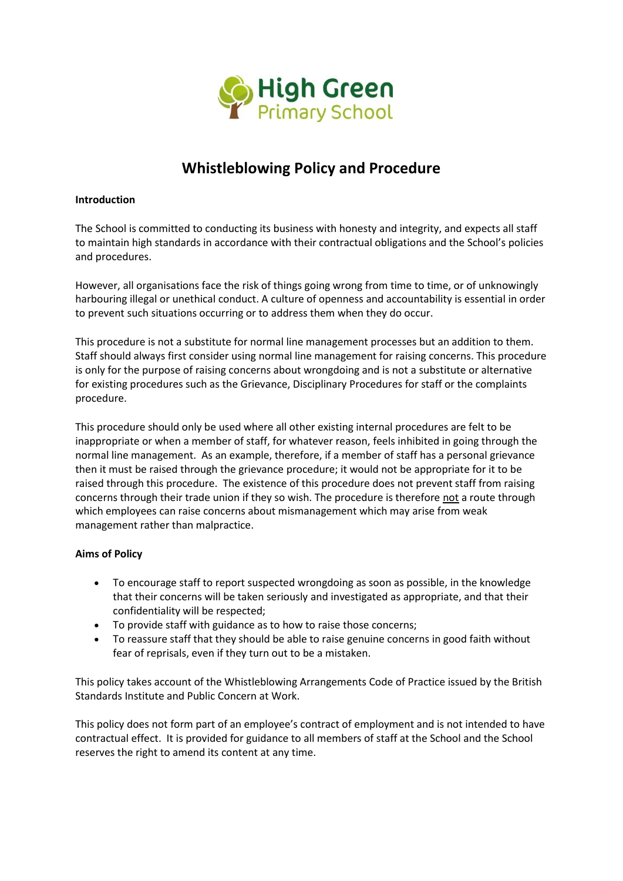High Green
Primary School

# Whistleblowing Policy and Procedure

**Introduction**

The School is committed to conducting its business with honesty and integrity, and expects all staff to maintain high standards in accordance with their contractual obligations and the School's policies and procedures.

However, all organisations face the risk of things going wrong from time to time, or of unknowingly harbouring illegal or unethical conduct. A culture of openness and accountability is essential in order to prevent such situations occurring or to address them when they do occur.

This procedure is not a substitute for normal line management processes but an addition to them. Staff should always first consider using normal line management for raising concerns. This procedure is only for the purpose of raising concerns about wrongdoing and is not a substitute or alternative for existing procedures such as the Grievance, Disciplinary Procedures for staff or the complaints procedure.

This procedure should only be used where all other existing internal procedures are felt to be inappropriate or when a member of staff, for whatever reason, feels inhibited in going through the normal line management. As an example, therefore, if a member of staff has a personal grievance then it must be raised through the grievance procedure; it would not be appropriate for it to be raised through this procedure. The existence of this procedure does not prevent staff from raising concerns through their trade union if they so wish. The procedure is therefore <u>not</u> a route through which employees can raise concerns about mismanagement which may arise from weak management rather than malpractice.

**Aims of Policy**

- To encourage staff to report suspected wrongdoing as soon as possible, in the knowledge that their concerns will be taken seriously and investigated as appropriate, and that their confidentiality will be respected;
- To provide staff with guidance as to how to raise those concerns;
- To reassure staff that they should be able to raise genuine concerns in good faith without fear of reprisals, even if they turn out to be a mistaken.

This policy takes account of the Whistleblowing Arrangements Code of Practice issued by the British Standards Institute and Public Concern at Work.

This policy does not form part of an employee's contract of employment and is not intended to have contractual effect. It is provided for guidance to all members of staff at the School and the School reserves the right to amend its content at any time.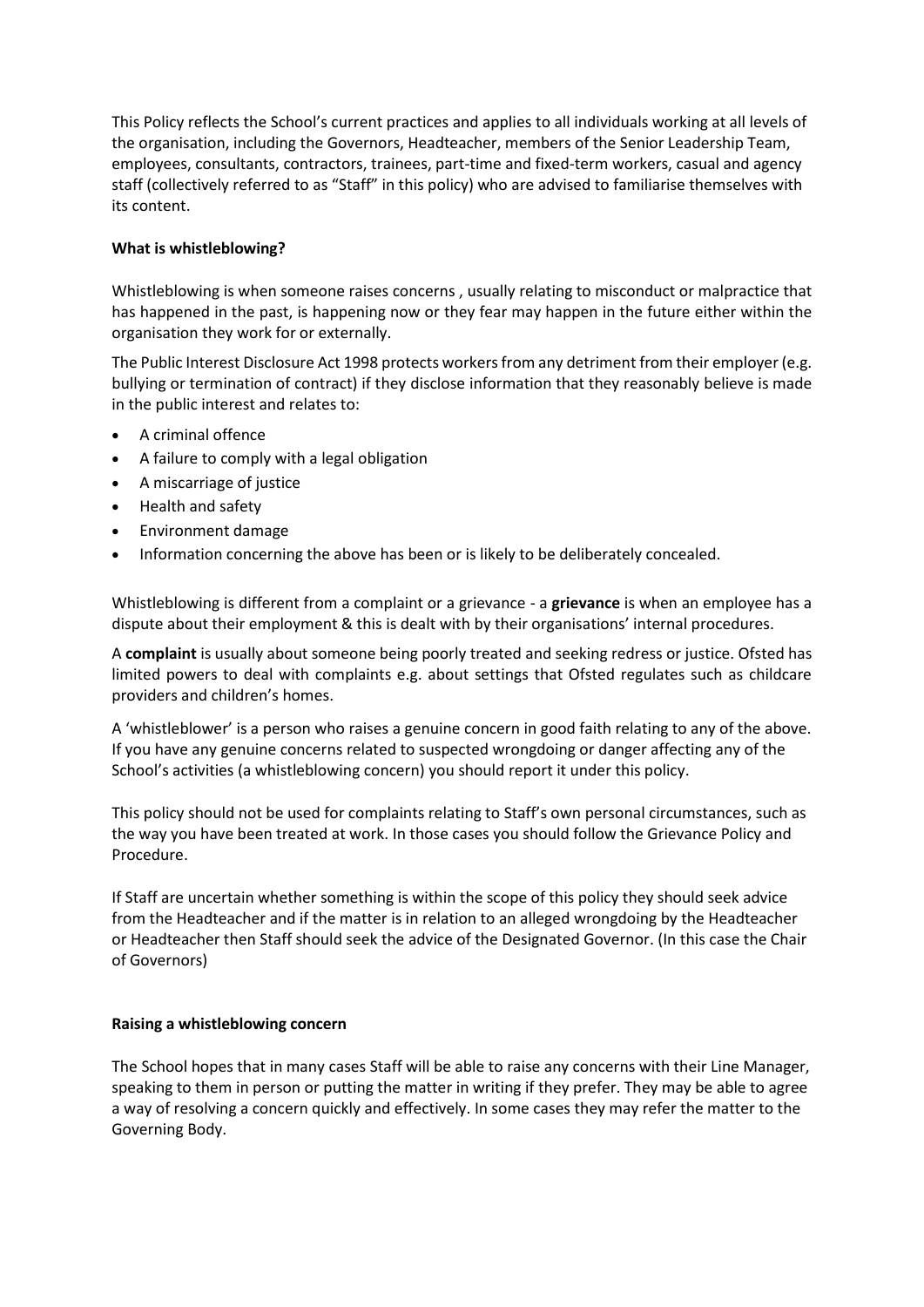This Policy reflects the School's current practices and applies to all individuals working at all levels of the organisation, including the Governors, Headteacher, members of the Senior Leadership Team, employees, consultants, contractors, trainees, part-time and fixed-term workers, casual and agency staff (collectively referred to as "Staff" in this policy) who are advised to familiarise themselves with its content.

**What is whistleblowing?**

Whistleblowing is when someone raises concerns , usually relating to misconduct or malpractice that has happened in the past, is happening now or they fear may happen in the future either within the organisation they work for or externally.

The Public Interest Disclosure Act 1998 protects workers from any detriment from their employer (e.g. bullying or termination of contract) if they disclose information that they reasonably believe is made in the public interest and relates to:

- A criminal offence
- A failure to comply with a legal obligation
- A miscarriage of justice
- Health and safety
- Environment damage
- Information concerning the above has been or is likely to be deliberately concealed.

Whistleblowing is different from a complaint or a grievance - a **grievance** is when an employee has a dispute about their employment & this is dealt with by their organisations' internal procedures.

A **complaint** is usually about someone being poorly treated and seeking redress or justice. Ofsted has limited powers to deal with complaints e.g. about settings that Ofsted regulates such as childcare providers and children's homes.

A 'whistleblower' is a person who raises a genuine concern in good faith relating to any of the above. If you have any genuine concerns related to suspected wrongdoing or danger affecting any of the School's activities (a whistleblowing concern) you should report it under this policy.

This policy should not be used for complaints relating to Staff's own personal circumstances, such as the way you have been treated at work. In those cases you should follow the Grievance Policy and Procedure.

If Staff are uncertain whether something is within the scope of this policy they should seek advice from the Headteacher and if the matter is in relation to an alleged wrongdoing by the Headteacher or Headteacher then Staff should seek the advice of the Designated Governor. (In this case the Chair of Governors)

**Raising a whistleblowing concern**

The School hopes that in many cases Staff will be able to raise any concerns with their Line Manager, speaking to them in person or putting the matter in writing if they prefer. They may be able to agree a way of resolving a concern quickly and effectively. In some cases they may refer the matter to the Governing Body.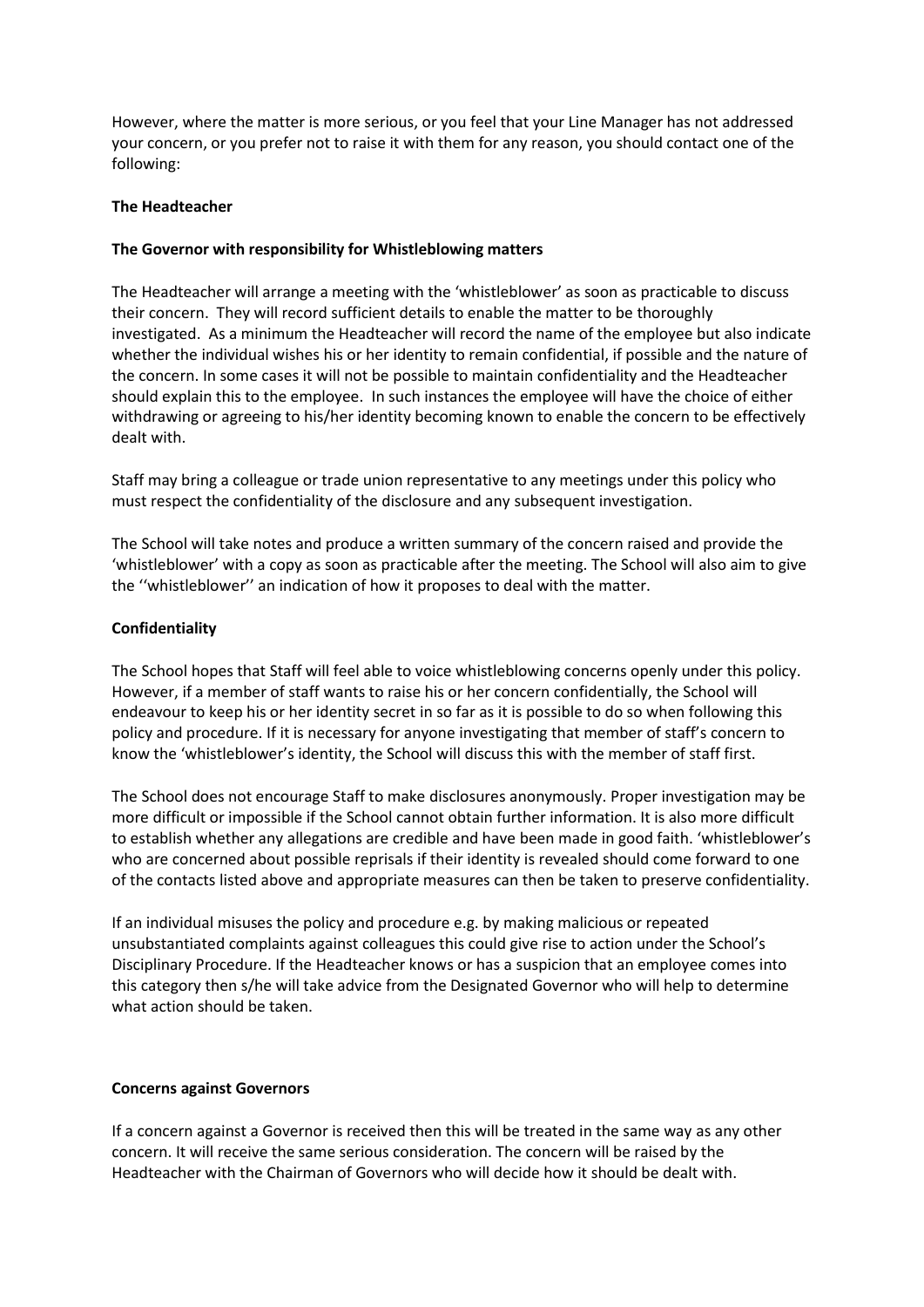However, where the matter is more serious, or you feel that your Line Manager has not addressed your concern, or you prefer not to raise it with them for any reason, you should contact one of the following:

**The Headteacher**

**The Governor with responsibility for Whistleblowing matters**

The Headteacher will arrange a meeting with the 'whistleblower' as soon as practicable to discuss their concern. They will record sufficient details to enable the matter to be thoroughly investigated. As a minimum the Headteacher will record the name of the employee but also indicate whether the individual wishes his or her identity to remain confidential, if possible and the nature of the concern. In some cases it will not be possible to maintain confidentiality and the Headteacher should explain this to the employee. In such instances the employee will have the choice of either withdrawing or agreeing to his/her identity becoming known to enable the concern to be effectively dealt with.

Staff may bring a colleague or trade union representative to any meetings under this policy who must respect the confidentiality of the disclosure and any subsequent investigation.

The School will take notes and produce a written summary of the concern raised and provide the 'whistleblower' with a copy as soon as practicable after the meeting. The School will also aim to give the ''whistleblower'' an indication of how it proposes to deal with the matter.

**Confidentiality**

The School hopes that Staff will feel able to voice whistleblowing concerns openly under this policy. However, if a member of staff wants to raise his or her concern confidentially, the School will endeavour to keep his or her identity secret in so far as it is possible to do so when following this policy and procedure. If it is necessary for anyone investigating that member of staff's concern to know the 'whistleblower's identity, the School will discuss this with the member of staff first.

The School does not encourage Staff to make disclosures anonymously. Proper investigation may be more difficult or impossible if the School cannot obtain further information. It is also more difficult to establish whether any allegations are credible and have been made in good faith. 'whistleblower's who are concerned about possible reprisals if their identity is revealed should come forward to one of the contacts listed above and appropriate measures can then be taken to preserve confidentiality.

If an individual misuses the policy and procedure e.g. by making malicious or repeated unsubstantiated complaints against colleagues this could give rise to action under the School's Disciplinary Procedure. If the Headteacher knows or has a suspicion that an employee comes into this category then s/he will take advice from the Designated Governor who will help to determine what action should be taken.

**Concerns against Governors**

If a concern against a Governor is received then this will be treated in the same way as any other concern. It will receive the same serious consideration. The concern will be raised by the Headteacher with the Chairman of Governors who will decide how it should be dealt with.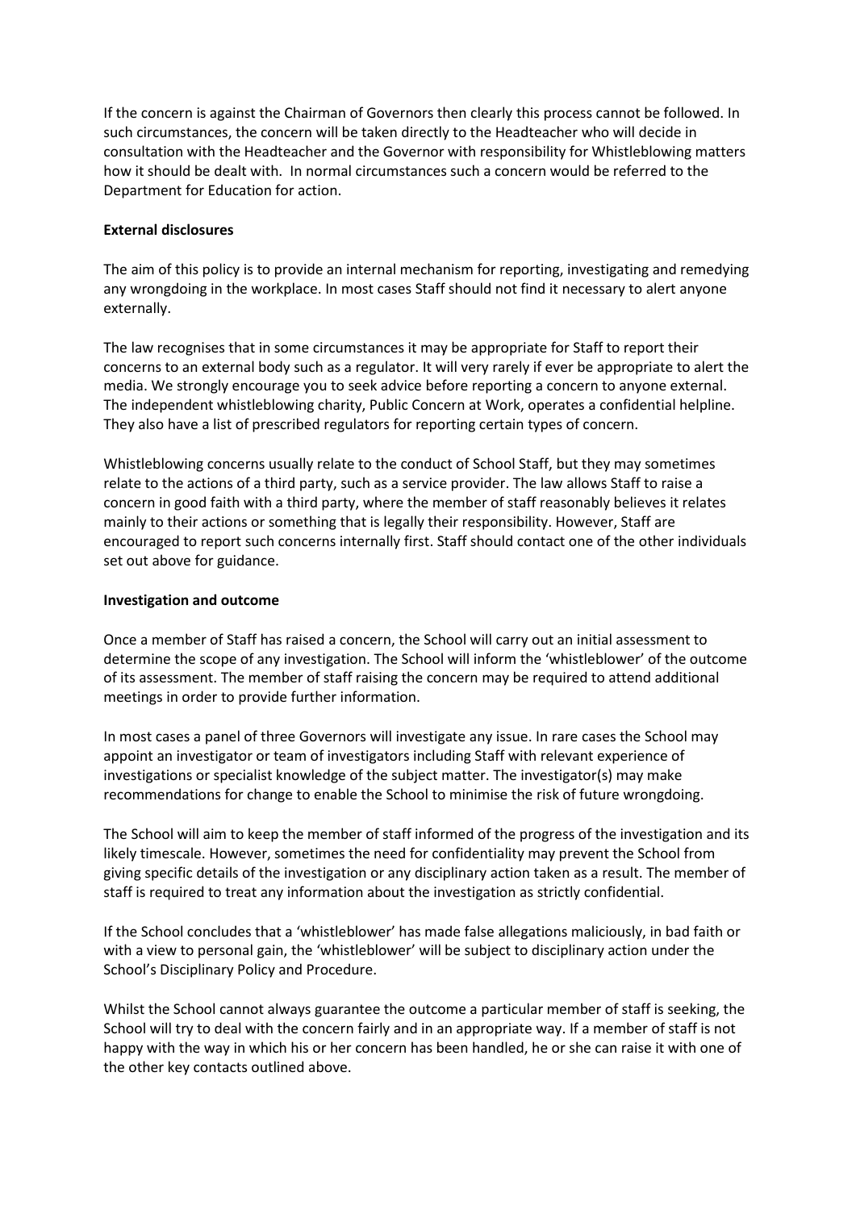If the concern is against the Chairman of Governors then clearly this process cannot be followed. In such circumstances, the concern will be taken directly to the Headteacher who will decide in consultation with the Headteacher and the Governor with responsibility for Whistleblowing matters how it should be dealt with. In normal circumstances such a concern would be referred to the Department for Education for action.

**External disclosures**

The aim of this policy is to provide an internal mechanism for reporting, investigating and remedying any wrongdoing in the workplace. In most cases Staff should not find it necessary to alert anyone externally.

The law recognises that in some circumstances it may be appropriate for Staff to report their concerns to an external body such as a regulator. It will very rarely if ever be appropriate to alert the media. We strongly encourage you to seek advice before reporting a concern to anyone external. The independent whistleblowing charity, Public Concern at Work, operates a confidential helpline. They also have a list of prescribed regulators for reporting certain types of concern.

Whistleblowing concerns usually relate to the conduct of School Staff, but they may sometimes relate to the actions of a third party, such as a service provider. The law allows Staff to raise a concern in good faith with a third party, where the member of staff reasonably believes it relates mainly to their actions or something that is legally their responsibility. However, Staff are encouraged to report such concerns internally first. Staff should contact one of the other individuals set out above for guidance.

**Investigation and outcome**

Once a member of Staff has raised a concern, the School will carry out an initial assessment to determine the scope of any investigation. The School will inform the 'whistleblower' of the outcome of its assessment. The member of staff raising the concern may be required to attend additional meetings in order to provide further information.

In most cases a panel of three Governors will investigate any issue. In rare cases the School may appoint an investigator or team of investigators including Staff with relevant experience of investigations or specialist knowledge of the subject matter. The investigator(s) may make recommendations for change to enable the School to minimise the risk of future wrongdoing.

The School will aim to keep the member of staff informed of the progress of the investigation and its likely timescale. However, sometimes the need for confidentiality may prevent the School from giving specific details of the investigation or any disciplinary action taken as a result. The member of staff is required to treat any information about the investigation as strictly confidential.

If the School concludes that a 'whistleblower' has made false allegations maliciously, in bad faith or with a view to personal gain, the 'whistleblower' will be subject to disciplinary action under the School's Disciplinary Policy and Procedure.

Whilst the School cannot always guarantee the outcome a particular member of staff is seeking, the School will try to deal with the concern fairly and in an appropriate way. If a member of staff is not happy with the way in which his or her concern has been handled, he or she can raise it with one of the other key contacts outlined above.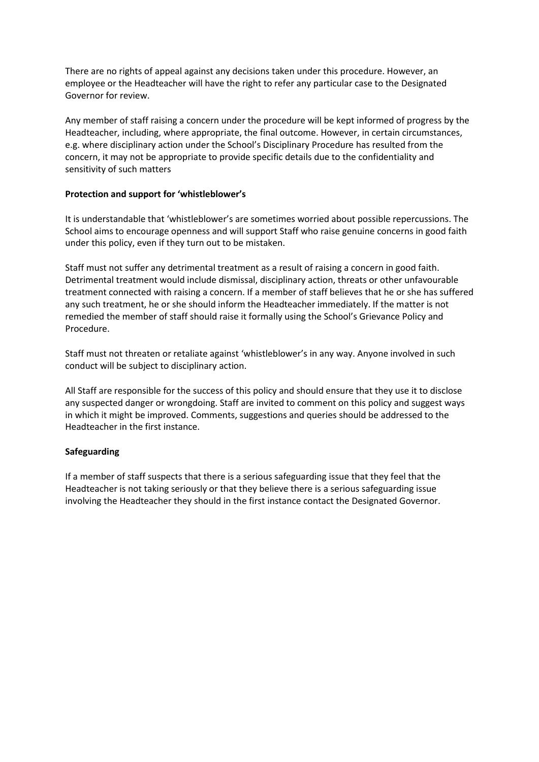There are no rights of appeal against any decisions taken under this procedure. However, an employee or the Headteacher will have the right to refer any particular case to the Designated Governor for review.

Any member of staff raising a concern under the procedure will be kept informed of progress by the Headteacher, including, where appropriate, the final outcome. However, in certain circumstances, e.g. where disciplinary action under the School's Disciplinary Procedure has resulted from the concern, it may not be appropriate to provide specific details due to the confidentiality and sensitivity of such matters

**Protection and support for 'whistleblower's**

It is understandable that 'whistleblower's are sometimes worried about possible repercussions. The School aims to encourage openness and will support Staff who raise genuine concerns in good faith under this policy, even if they turn out to be mistaken.

Staff must not suffer any detrimental treatment as a result of raising a concern in good faith. Detrimental treatment would include dismissal, disciplinary action, threats or other unfavourable treatment connected with raising a concern. If a member of staff believes that he or she has suffered any such treatment, he or she should inform the Headteacher immediately. If the matter is not remedied the member of staff should raise it formally using the School's Grievance Policy and Procedure.

Staff must not threaten or retaliate against 'whistleblower's in any way. Anyone involved in such conduct will be subject to disciplinary action.

All Staff are responsible for the success of this policy and should ensure that they use it to disclose any suspected danger or wrongdoing. Staff are invited to comment on this policy and suggest ways in which it might be improved. Comments, suggestions and queries should be addressed to the Headteacher in the first instance.

**Safeguarding**

If a member of staff suspects that there is a serious safeguarding issue that they feel that the Headteacher is not taking seriously or that they believe there is a serious safeguarding issue involving the Headteacher they should in the first instance contact the Designated Governor.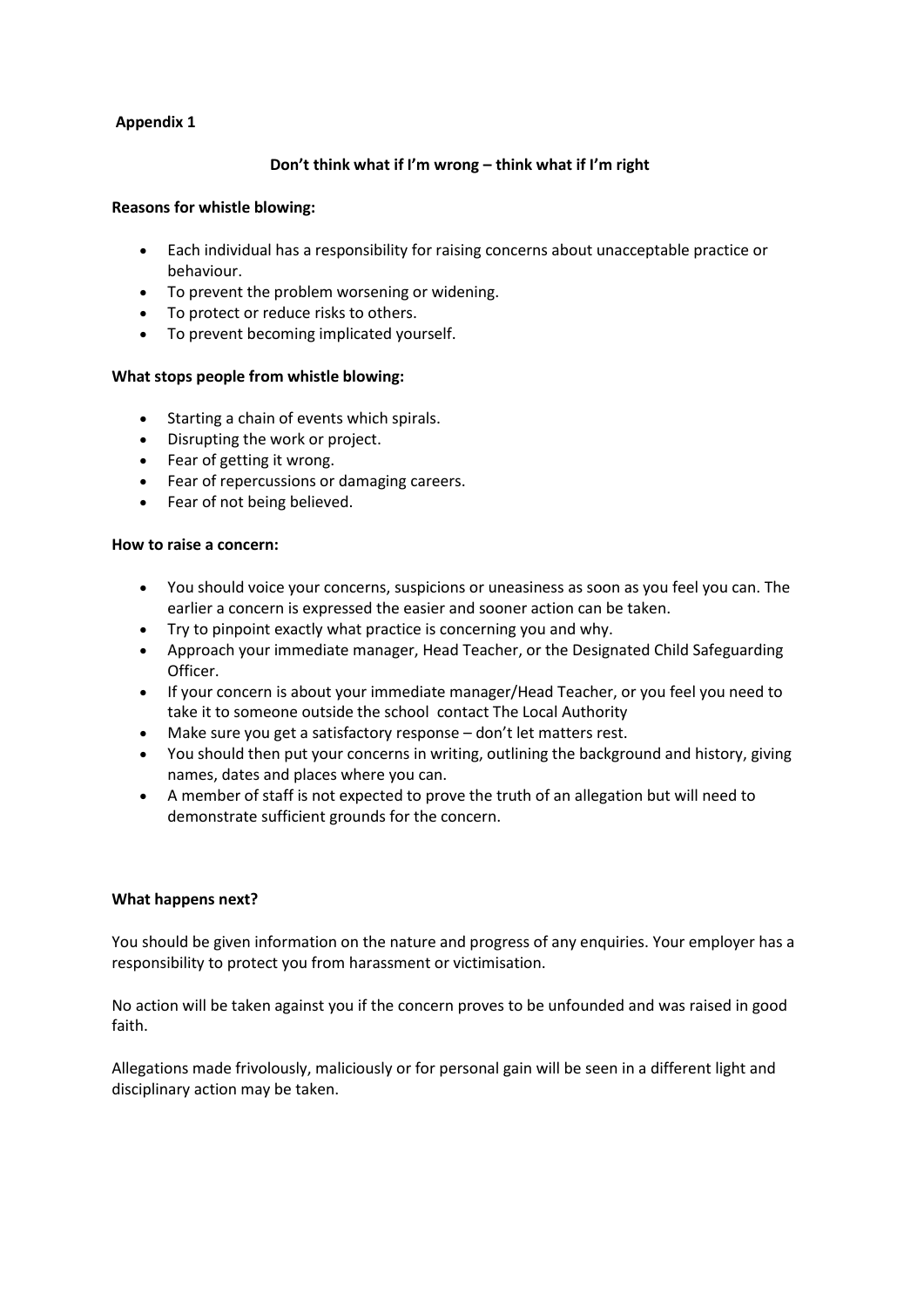**Appendix 1**

**Don't think what if I'm wrong – think what if I'm right**

**Reasons for whistle blowing:**

- Each individual has a responsibility for raising concerns about unacceptable practice or behaviour.
- To prevent the problem worsening or widening.
- To protect or reduce risks to others.
- To prevent becoming implicated yourself.

**What stops people from whistle blowing:**

- Starting a chain of events which spirals.
- Disrupting the work or project.
- Fear of getting it wrong.
- Fear of repercussions or damaging careers.
- Fear of not being believed.

**How to raise a concern:**

- You should voice your concerns, suspicions or uneasiness as soon as you feel you can. The earlier a concern is expressed the easier and sooner action can be taken.
- Try to pinpoint exactly what practice is concerning you and why.
- Approach your immediate manager, Head Teacher, or the Designated Child Safeguarding Officer.
- If your concern is about your immediate manager/Head Teacher, or you feel you need to take it to someone outside the school contact The Local Authority
- Make sure you get a satisfactory response – don't let matters rest.
- You should then put your concerns in writing, outlining the background and history, giving names, dates and places where you can.
- A member of staff is not expected to prove the truth of an allegation but will need to demonstrate sufficient grounds for the concern.

**What happens next?**

You should be given information on the nature and progress of any enquiries. Your employer has a responsibility to protect you from harassment or victimisation.

No action will be taken against you if the concern proves to be unfounded and was raised in good faith.

Allegations made frivolously, maliciously or for personal gain will be seen in a different light and disciplinary action may be taken.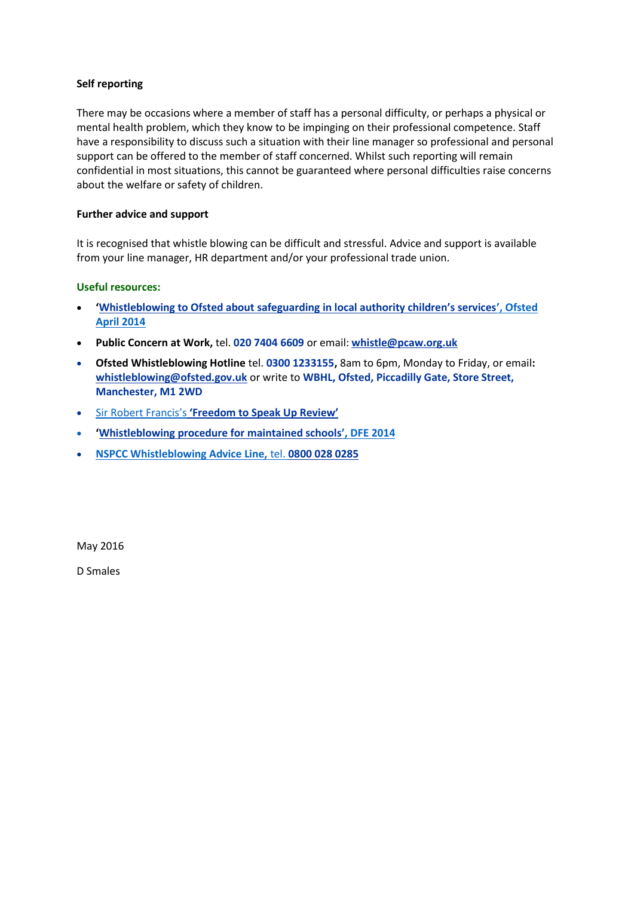**Self reporting**

There may be occasions where a member of staff has a personal difficulty, or perhaps a physical or mental health problem, which they know to be impinging on their professional competence. Staff have a responsibility to discuss such a situation with their line manager so professional and personal support can be offered to the member of staff concerned. Whilst such reporting will remain confidential in most situations, this cannot be guaranteed where personal difficulties raise concerns about the welfare or safety of children.

**Further advice and support**

It is recognised that whistle blowing can be difficult and stressful. Advice and support is available from your line manager, HR department and/or your professional trade union.

**Useful resources:**

- **'Whistleblowing to Ofsted about safeguarding in local authority children's services', Ofsted April 2014**
- **Public Concern at Work,** tel. **020 7404 6609** or email: **whistle@pcaw.org.uk**
- **Ofsted Whistleblowing Hotline** tel. **0300 1233155,** 8am to 6pm, Monday to Friday, or email**:** **whistleblowing@ofsted.gov.uk** or write to **WBHL, Ofsted, Piccadilly Gate, Store Street, Manchester, M1 2WD**
- Sir Robert Francis's **'Freedom to Speak Up Review'**
- **'Whistleblowing procedure for maintained schools', DFE 2014**
- **NSPCC Whistleblowing Advice Line,** tel. **0800 028 0285**

May 2016

D Smales